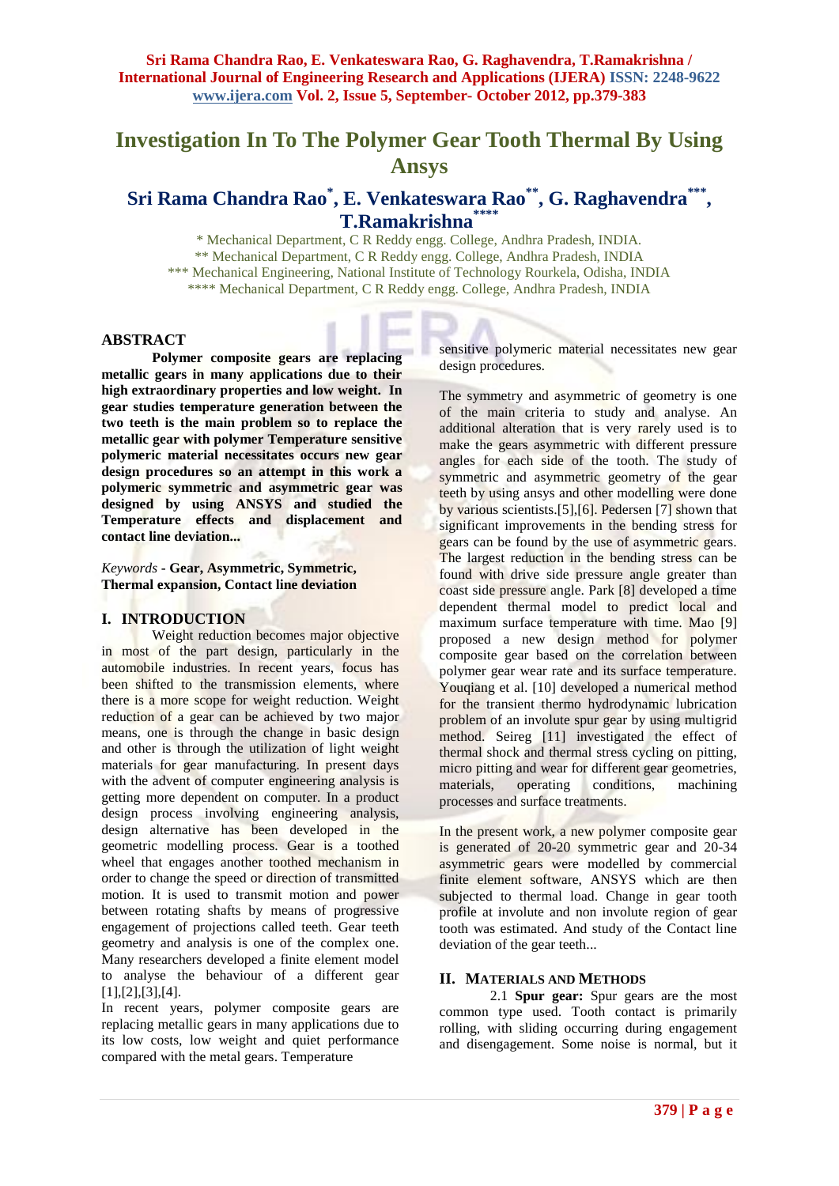# Investigation In To The Polymer Gear Tooth Thermal By Using Ansys

## Sri Rama Chandra Rao*, E. Venkateswara Rao**, G. Raghavendra***, T.Ramakrishna****

\* Mechanical Department, C R Reddy engg. College, Andhra Pradesh, INDIA.
** Mechanical Department, C R Reddy engg. College, Andhra Pradesh, INDIA
*** Mechanical Engineering, National Institute of Technology Rourkela, Odisha, INDIA
**** Mechanical Department, C R Reddy engg. College, Andhra Pradesh, INDIA

### ABSTRACT

**Polymer composite gears are replacing metallic gears in many applications due to their high extraordinary properties and low weight. In gear studies temperature generation between the two teeth is the main problem so to replace the metallic gear with polymer Temperature sensitive polymeric material necessitates occurs new gear design procedures so an attempt in this work a polymeric symmetric and asymmetric gear was designed by using ANSYS and studied the Temperature effects and displacement and contact line deviation...**

*Keywords* - **Gear, Asymmetric, Symmetric, Thermal expansion, Contact line deviation**

## I. INTRODUCTION

Weight reduction becomes major objective in most of the part design, particularly in the automobile industries. In recent years, focus has been shifted to the transmission elements, where there is a more scope for weight reduction. Weight reduction of a gear can be achieved by two major means, one is through the change in basic design and other is through the utilization of light weight materials for gear manufacturing. In present days with the advent of computer engineering analysis is getting more dependent on computer. In a product design process involving engineering analysis, design alternative has been developed in the geometric modelling process. Gear is a toothed wheel that engages another toothed mechanism in order to change the speed or direction of transmitted motion. It is used to transmit motion and power between rotating shafts by means of progressive engagement of projections called teeth. Gear teeth geometry and analysis is one of the complex one. Many researchers developed a finite element model to analyse the behaviour of a different gear [1],[2],[3],[4].

In recent years, polymer composite gears are replacing metallic gears in many applications due to its low costs, low weight and quiet performance compared with the metal gears. Temperature sensitive polymeric material necessitates new gear design procedures.

The symmetry and asymmetric of geometry is one of the main criteria to study and analyse. An additional alteration that is very rarely used is to make the gears asymmetric with different pressure angles for each side of the tooth. The study of symmetric and asymmetric geometry of the gear teeth by using ansys and other modelling were done by various scientists.[5],[6]. Pedersen [7] shown that significant improvements in the bending stress for gears can be found by the use of asymmetric gears. The largest reduction in the bending stress can be found with drive side pressure angle greater than coast side pressure angle. Park [8] developed a time dependent thermal model to predict local and maximum surface temperature with time. Mao [9] proposed a new design method for polymer composite gear based on the correlation between polymer gear wear rate and its surface temperature. Youqiang et al. [10] developed a numerical method for the transient thermo hydrodynamic lubrication problem of an involute spur gear by using multigrid method. Seireg [11] investigated the effect of thermal shock and thermal stress cycling on pitting, micro pitting and wear for different gear geometries, materials, operating conditions, machining processes and surface treatments.

In the present work, a new polymer composite gear is generated of 20-20 symmetric gear and 20-34 asymmetric gears were modelled by commercial finite element software, ANSYS which are then subjected to thermal load. Change in gear tooth profile at involute and non involute region of gear tooth was estimated. And study of the Contact line deviation of the gear teeth...

## II. MATERIALS AND METHODS

2.1 **Spur gear:** Spur gears are the most common type used. Tooth contact is primarily rolling, with sliding occurring during engagement and disengagement. Some noise is normal, but it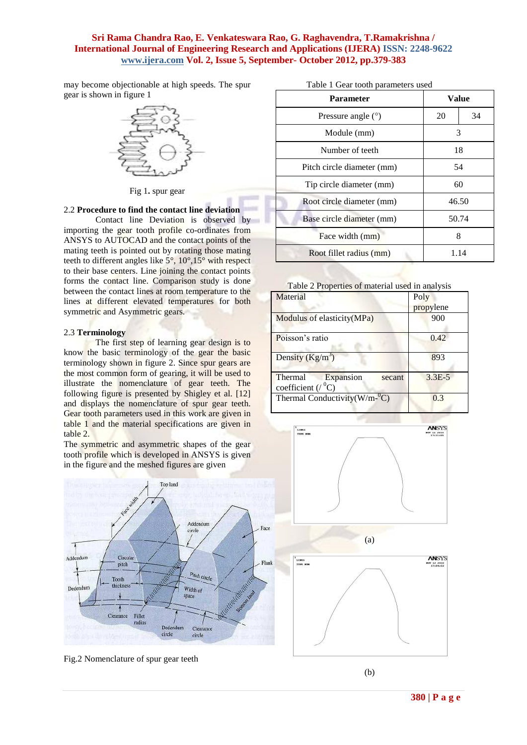may become objectionable at high speeds. The spur gear is shown in figure 1

Fig 1. spur gear

### 2.2 Procedure to find the contact line deviation

Contact line Deviation is observed by importing the gear tooth profile co-ordinates from ANSYS to AUTOCAD and the contact points of the mating teeth is pointed out by rotating those mating teeth to different angles like 5°, 10°,15° with respect to their base centers. Line joining the contact points forms the contact line. Comparison study is done between the contact lines at room temperature to the lines at different elevated temperatures for both symmetric and Asymmetric gears.

### 2.3 Terminology

The first step of learning gear design is to know the basic terminology of the gear the basic terminology shown in figure 2. Since spur gears are the most common form of gearing, it will be used to illustrate the nomenclature of gear teeth. The following figure is presented by Shigley et al. [12] and displays the nomenclature of spur gear teeth. Gear tooth parameters used in this work are given in table 1 and the material specifications are given in table 2.

The symmetric and asymmetric shapes of the gear tooth profile which is developed in ANSYS is given in the figure and the meshed figures are given

Fig.2 Nomenclature of spur gear teeth

Table 1 Gear tooth parameters used

| Parameter | Value | |
|---|---|---|
| Pressure angle (°) | 20 | 34 |
| Module (mm) | 3 | |
| Number of teeth | 18 | |
| Pitch circle diameter (mm) | 54 | |
| Tip circle diameter (mm) | 60 | |
| Root circle diameter (mm) | 46.50 | |
| Base circle diameter (mm) | 50.74 | |
| Face width (mm) | 8 | |
| Root fillet radius (mm) | 1.14 | |

Table 2 Properties of material used in analysis

| Material | Poly propylene |
|---|---|
| Modulus of elasticity(MPa) | 900 |
| Poisson's ratio | 0.42 |
| Density ($Kg/m^3$) | 893 |
| Thermal Expansion secant coefficient (/ $^0$C) | 3.3E-5 |
| Thermal Conductivity(W/m-$^0$C) | 0.3 |

(a)

(b)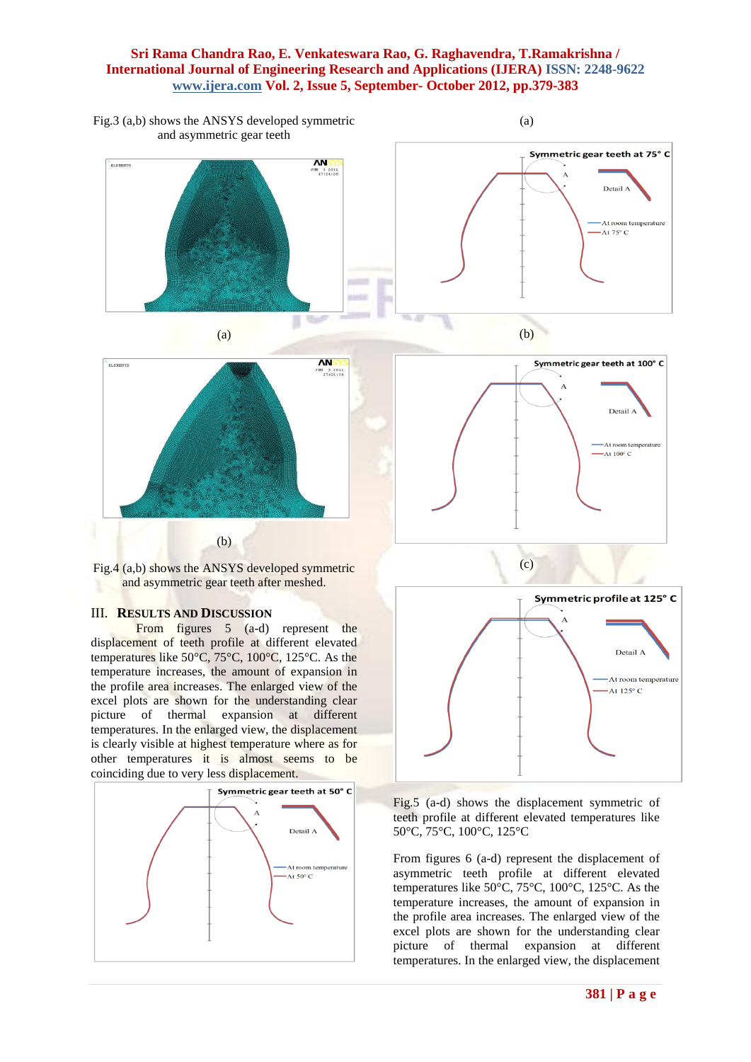Fig.3 (a,b) shows the ANSYS developed symmetric and asymmetric gear teeth

(a)

(b)

Fig.4 (a,b) shows the ANSYS developed symmetric and asymmetric gear teeth after meshed.

## III. RESULTS AND DISCUSSION

From figures 5 (a-d) represent the displacement of teeth profile at different elevated temperatures like 50°C, 75°C, 100°C, 125°C. As the temperature increases, the amount of expansion in the profile area increases. The enlarged view of the excel plots are shown for the understanding clear picture of thermal expansion at different temperatures. In the enlarged view, the displacement is clearly visible at highest temperature where as for other temperatures it is almost seems to be coinciding due to very less displacement.

(a)

(b)

(c)

Fig.5 (a-d) shows the displacement symmetric of teeth profile at different elevated temperatures like 50°C, 75°C, 100°C, 125°C

From figures 6 (a-d) represent the displacement of asymmetric teeth profile at different elevated temperatures like 50°C, 75°C, 100°C, 125°C. As the temperature increases, the amount of expansion in the profile area increases. The enlarged view of the excel plots are shown for the understanding clear picture of thermal expansion at different temperatures. In the enlarged view, the displacement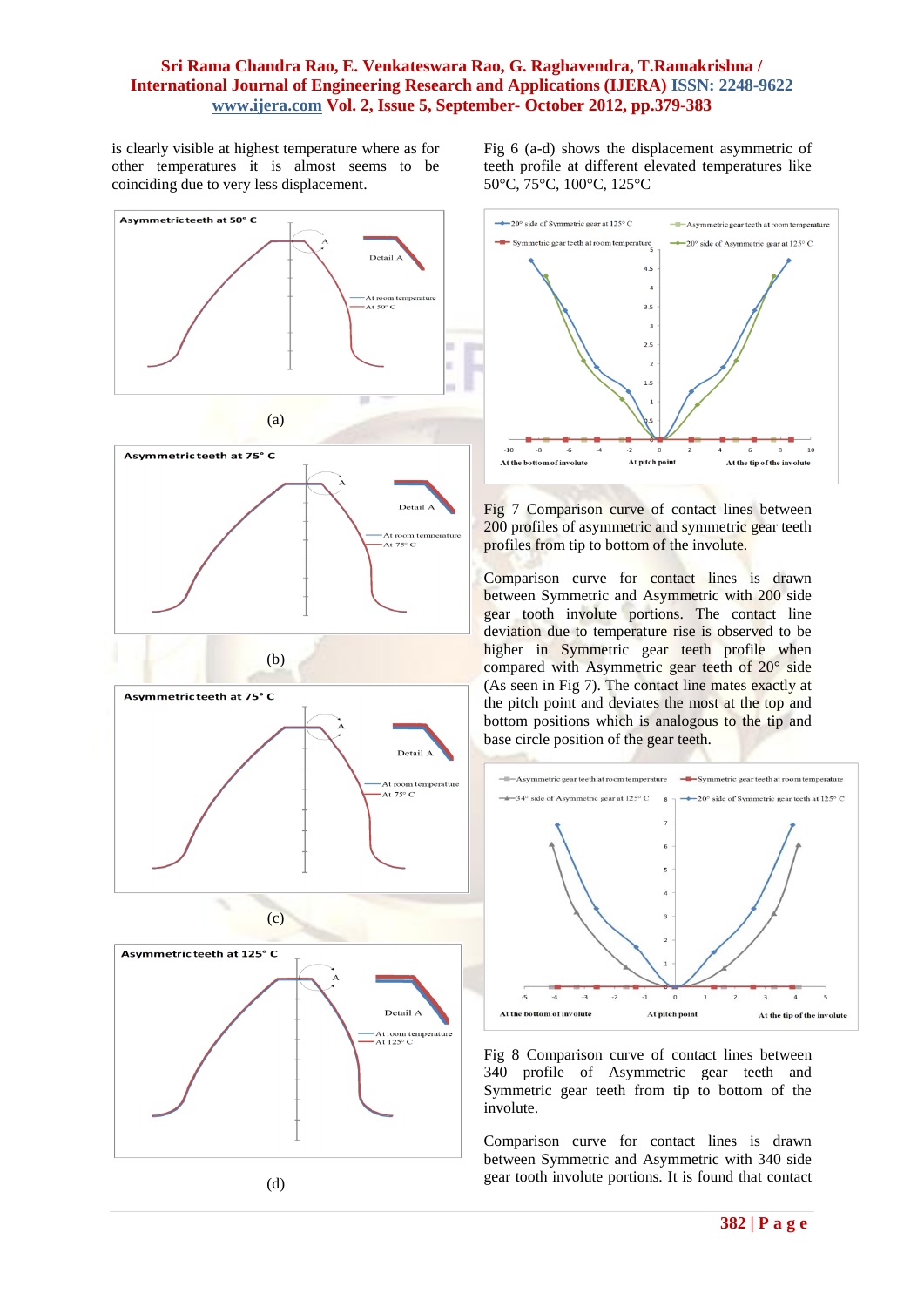is clearly visible at highest temperature where as for other temperatures it is almost seems to be coinciding due to very less displacement.

(a)

(b)

(c)

(d)

Fig 6 (a-d) shows the displacement asymmetric of teeth profile at different elevated temperatures like 50°C, 75°C, 100°C, 125°C

Fig 7 Comparison curve of contact lines between 200 profiles of asymmetric and symmetric gear teeth profiles from tip to bottom of the involute.

Comparison curve for contact lines is drawn between Symmetric and Asymmetric with 200 side gear tooth involute portions. The contact line deviation due to temperature rise is observed to be higher in Symmetric gear teeth profile when compared with Asymmetric gear teeth of 20° side (As seen in Fig 7). The contact line mates exactly at the pitch point and deviates the most at the top and bottom positions which is analogous to the tip and base circle position of the gear teeth.

Fig 8 Comparison curve of contact lines between 340 profile of Asymmetric gear teeth and Symmetric gear teeth from tip to bottom of the involute.

Comparison curve for contact lines is drawn between Symmetric and Asymmetric with 340 side gear tooth involute portions. It is found that contact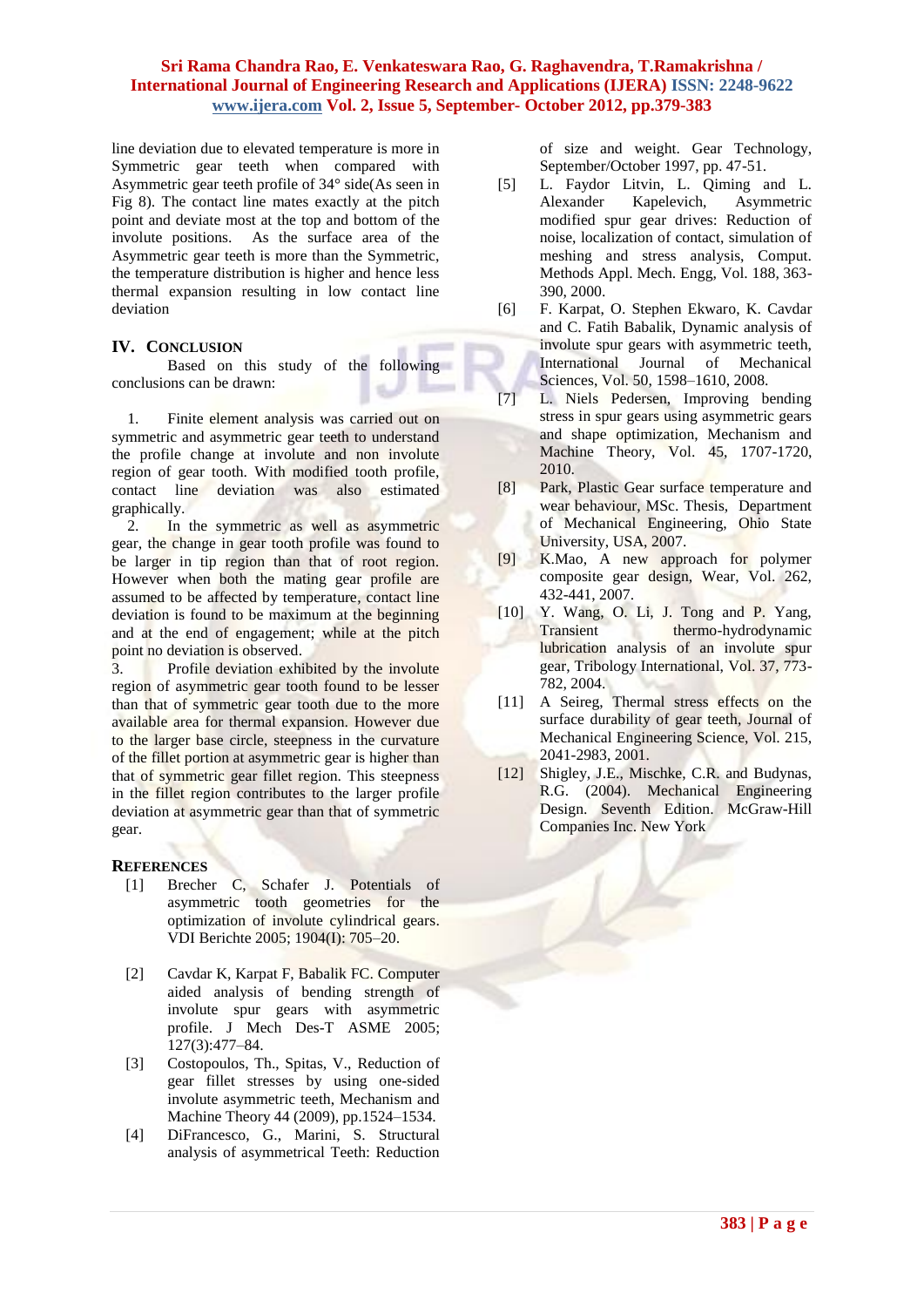line deviation due to elevated temperature is more in Symmetric gear teeth when compared with Asymmetric gear teeth profile of 34° side(As seen in Fig 8). The contact line mates exactly at the pitch point and deviate most at the top and bottom of the involute positions. As the surface area of the Asymmetric gear teeth is more than the Symmetric, the temperature distribution is higher and hence less thermal expansion resulting in low contact line deviation

## IV. CONCLUSION

Based on this study of the following conclusions can be drawn:

1. Finite element analysis was carried out on symmetric and asymmetric gear teeth to understand the profile change at involute and non involute region of gear tooth. With modified tooth profile, contact line deviation was also estimated graphically.
2. In the symmetric as well as asymmetric gear, the change in gear tooth profile was found to be larger in tip region than that of root region. However when both the mating gear profile are assumed to be affected by temperature, contact line deviation is found to be maximum at the beginning and at the end of engagement; while at the pitch point no deviation is observed.
3. Profile deviation exhibited by the involute region of asymmetric gear tooth found to be lesser than that of symmetric gear tooth due to the more available area for thermal expansion. However due to the larger base circle, steepness in the curvature of the fillet portion at asymmetric gear is higher than that of symmetric gear fillet region. This steepness in the fillet region contributes to the larger profile deviation at asymmetric gear than that of symmetric gear.

## REFERENCES

[1] Brecher C, Schafer J. Potentials of asymmetric tooth geometries for the optimization of involute cylindrical gears. VDI Berichte 2005; 1904(I): 705–20.

[2] Cavdar K, Karpat F, Babalik FC. Computer aided analysis of bending strength of involute spur gears with asymmetric profile. J Mech Des-T ASME 2005; 127(3):477–84.

[3] Costopoulos, Th., Spitas, V., Reduction of gear fillet stresses by using one-sided involute asymmetric teeth, Mechanism and Machine Theory 44 (2009), pp.1524–1534.

[4] DiFrancesco, G., Marini, S. Structural analysis of asymmetrical Teeth: Reduction of size and weight. Gear Technology, September/October 1997, pp. 47-51.

[5] L. Faydor Litvin, L. Qiming and L. Alexander Kapelevich, Asymmetric modified spur gear drives: Reduction of noise, localization of contact, simulation of meshing and stress analysis, Comput. Methods Appl. Mech. Engg, Vol. 188, 363-390, 2000.

[6] F. Karpat, O. Stephen Ekwaro, K. Cavdar and C. Fatih Babalik, Dynamic analysis of involute spur gears with asymmetric teeth, International Journal of Mechanical Sciences, Vol. 50, 1598–1610, 2008.

[7] L. Niels Pedersen, Improving bending stress in spur gears using asymmetric gears and shape optimization, Mechanism and Machine Theory, Vol. 45, 1707-1720, 2010.

[8] Park, Plastic Gear surface temperature and wear behaviour, MSc. Thesis, Department of Mechanical Engineering, Ohio State University, USA, 2007.

[9] K.Mao, A new approach for polymer composite gear design, Wear, Vol. 262, 432-441, 2007.

[10] Y. Wang, O. Li, J. Tong and P. Yang, Transient thermo-hydrodynamic lubrication analysis of an involute spur gear, Tribology International, Vol. 37, 773-782, 2004.

[11] A Seireg, Thermal stress effects on the surface durability of gear teeth, Journal of Mechanical Engineering Science, Vol. 215, 2041-2983, 2001.

[12] Shigley, J.E., Mischke, C.R. and Budynas, R.G. (2004). Mechanical Engineering Design. Seventh Edition. McGraw-Hill Companies Inc. New York